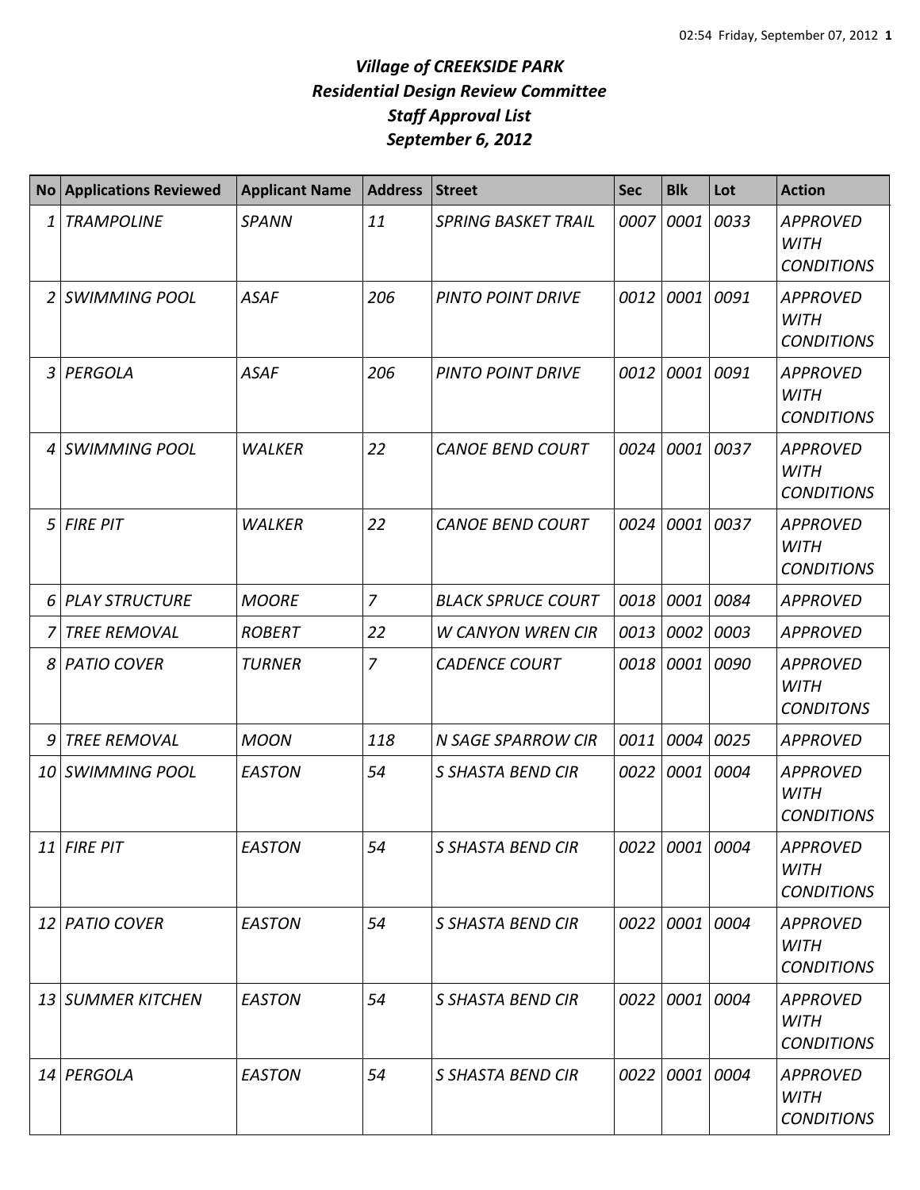# *Village of CREEKSIDE PARK*
## *Residential Design Review Committee*
## *Staff Approval List*
## *September 6, 2012*

| No | Applications Reviewed | Applicant Name | Address | Street | Sec | Blk | Lot | Action |
|---|---|---|---|---|---|---|---|---|
| 1 | TRAMPOLINE | SPANN | 11 | SPRING BASKET TRAIL | 0007 | 0001 | 0033 | APPROVED WITH CONDITIONS |
| 2 | SWIMMING POOL | ASAF | 206 | PINTO POINT DRIVE | 0012 | 0001 | 0091 | APPROVED WITH CONDITIONS |
| 3 | PERGOLA | ASAF | 206 | PINTO POINT DRIVE | 0012 | 0001 | 0091 | APPROVED WITH CONDITIONS |
| 4 | SWIMMING POOL | WALKER | 22 | CANOE BEND COURT | 0024 | 0001 | 0037 | APPROVED WITH CONDITIONS |
| 5 | FIRE PIT | WALKER | 22 | CANOE BEND COURT | 0024 | 0001 | 0037 | APPROVED WITH CONDITIONS |
| 6 | PLAY STRUCTURE | MOORE | 7 | BLACK SPRUCE COURT | 0018 | 0001 | 0084 | APPROVED |
| 7 | TREE REMOVAL | ROBERT | 22 | W CANYON WREN CIR | 0013 | 0002 | 0003 | APPROVED |
| 8 | PATIO COVER | TURNER | 7 | CADENCE COURT | 0018 | 0001 | 0090 | APPROVED WITH CONDITONS |
| 9 | TREE REMOVAL | MOON | 118 | N SAGE SPARROW CIR | 0011 | 0004 | 0025 | APPROVED |
| 10 | SWIMMING POOL | EASTON | 54 | S SHASTA BEND CIR | 0022 | 0001 | 0004 | APPROVED WITH CONDITIONS |
| 11 | FIRE PIT | EASTON | 54 | S SHASTA BEND CIR | 0022 | 0001 | 0004 | APPROVED WITH CONDITIONS |
| 12 | PATIO COVER | EASTON | 54 | S SHASTA BEND CIR | 0022 | 0001 | 0004 | APPROVED WITH CONDITIONS |
| 13 | SUMMER KITCHEN | EASTON | 54 | S SHASTA BEND CIR | 0022 | 0001 | 0004 | APPROVED WITH CONDITIONS |
| 14 | PERGOLA | EASTON | 54 | S SHASTA BEND CIR | 0022 | 0001 | 0004 | APPROVED WITH CONDITIONS |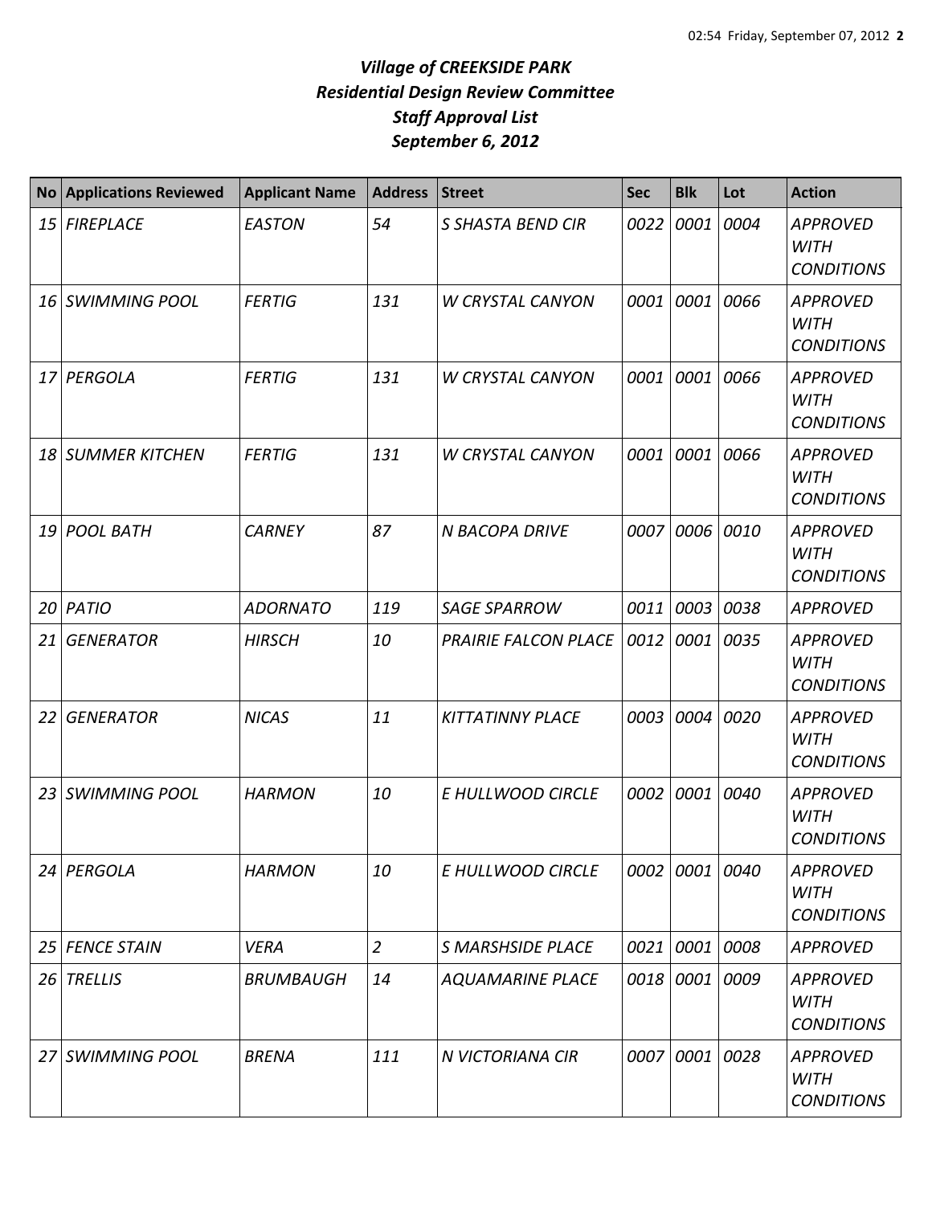# *Village of CREEKSIDE PARK*
## *Residential Design Review Committee*
## *Staff Approval List*
## *September 6, 2012*

| No | Applications Reviewed | Applicant Name | Address | Street | Sec | Blk | Lot | Action |
|---|---|---|---|---|---|---|---|---|
| *15* | *FIREPLACE* | *EASTON* | *54* | *S SHASTA BEND CIR* | *0022* | *0001* | *0004* | *APPROVED WITH CONDITIONS* |
| *16* | *SWIMMING POOL* | *FERTIG* | *131* | *W CRYSTAL CANYON* | *0001* | *0001* | *0066* | *APPROVED WITH CONDITIONS* |
| *17* | *PERGOLA* | *FERTIG* | *131* | *W CRYSTAL CANYON* | *0001* | *0001* | *0066* | *APPROVED WITH CONDITIONS* |
| *18* | *SUMMER KITCHEN* | *FERTIG* | *131* | *W CRYSTAL CANYON* | *0001* | *0001* | *0066* | *APPROVED WITH CONDITIONS* |
| *19* | *POOL BATH* | *CARNEY* | *87* | *N BACOPA DRIVE* | *0007* | *0006* | *0010* | *APPROVED WITH CONDITIONS* |
| *20* | *PATIO* | *ADORNATO* | *119* | *SAGE SPARROW* | *0011* | *0003* | *0038* | *APPROVED* |
| *21* | *GENERATOR* | *HIRSCH* | *10* | *PRAIRIE FALCON PLACE* | *0012* | *0001* | *0035* | *APPROVED WITH CONDITIONS* |
| *22* | *GENERATOR* | *NICAS* | *11* | *KITTATINNY PLACE* | *0003* | *0004* | *0020* | *APPROVED WITH CONDITIONS* |
| *23* | *SWIMMING POOL* | *HARMON* | *10* | *E HULLWOOD CIRCLE* | *0002* | *0001* | *0040* | *APPROVED WITH CONDITIONS* |
| *24* | *PERGOLA* | *HARMON* | *10* | *E HULLWOOD CIRCLE* | *0002* | *0001* | *0040* | *APPROVED WITH CONDITIONS* |
| *25* | *FENCE STAIN* | *VERA* | *2* | *S MARSHSIDE PLACE* | *0021* | *0001* | *0008* | *APPROVED* |
| *26* | *TRELLIS* | *BRUMBAUGH* | *14* | *AQUAMARINE PLACE* | *0018* | *0001* | *0009* | *APPROVED WITH CONDITIONS* |
| *27* | *SWIMMING POOL* | *BRENA* | *111* | *N VICTORIANA CIR* | *0007* | *0001* | *0028* | *APPROVED WITH CONDITIONS* |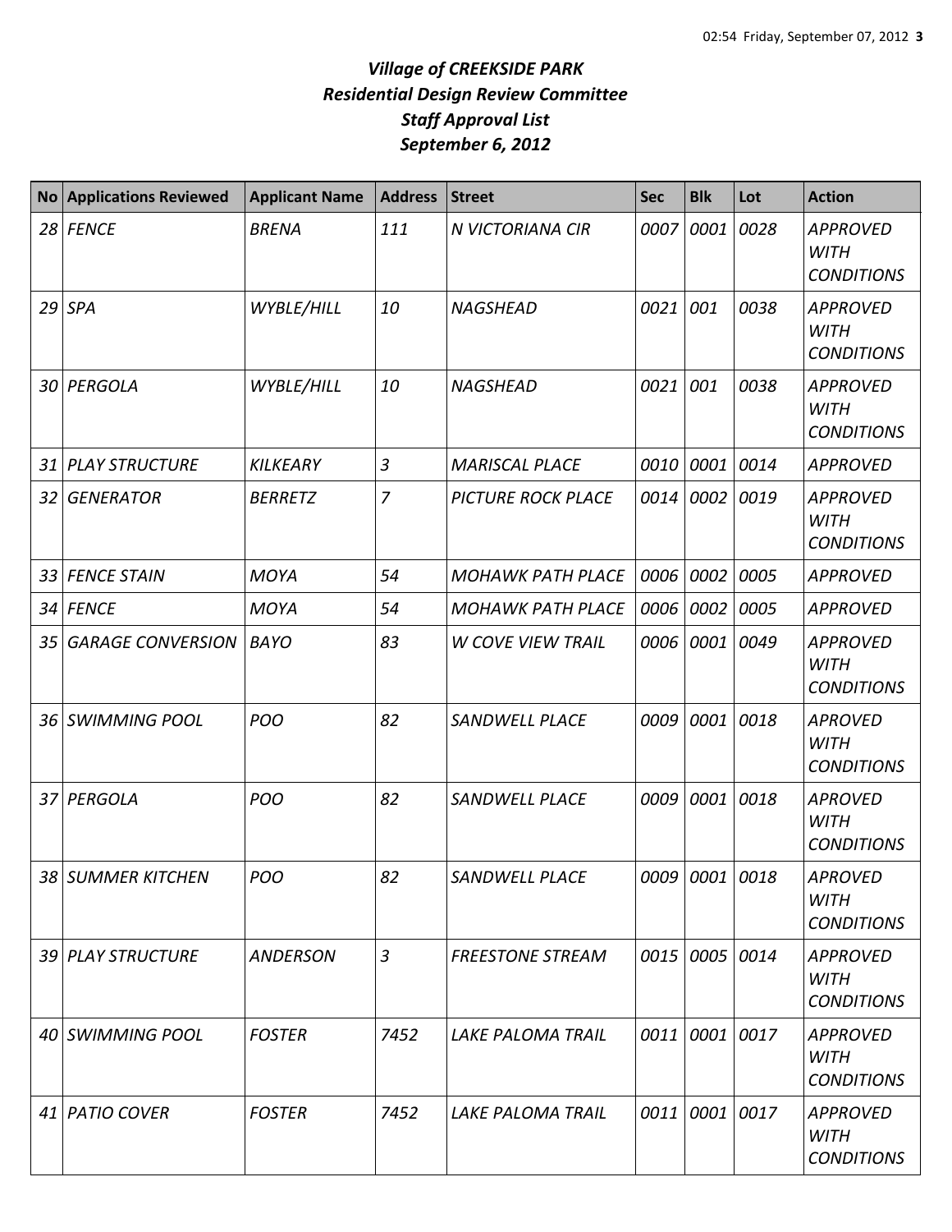# *Village of CREEKSIDE PARK*
## *Residential Design Review Committee*
## *Staff Approval List*
## *September 6, 2012*

| No | Applications Reviewed | Applicant Name | Address | Street | Sec | Blk | Lot | Action |
|---|---|---|---|---|---|---|---|---|
| *28* | *FENCE* | *BRENA* | *111* | *N VICTORIANA CIR* | *0007* | *0001* | *0028* | *APPROVED WITH CONDITIONS* |
| *29* | *SPA* | *WYBLE/HILL* | *10* | *NAGSHEAD* | *0021* | *001* | *0038* | *APPROVED WITH CONDITIONS* |
| *30* | *PERGOLA* | *WYBLE/HILL* | *10* | *NAGSHEAD* | *0021* | *001* | *0038* | *APPROVED WITH CONDITIONS* |
| *31* | *PLAY STRUCTURE* | *KILKEARY* | *3* | *MARISCAL PLACE* | *0010* | *0001* | *0014* | *APPROVED* |
| *32* | *GENERATOR* | *BERRETZ* | *7* | *PICTURE ROCK PLACE* | *0014* | *0002* | *0019* | *APPROVED WITH CONDITIONS* |
| *33* | *FENCE STAIN* | *MOYA* | *54* | *MOHAWK PATH PLACE* | *0006* | *0002* | *0005* | *APPROVED* |
| *34* | *FENCE* | *MOYA* | *54* | *MOHAWK PATH PLACE* | *0006* | *0002* | *0005* | *APPROVED* |
| *35* | *GARAGE CONVERSION* | *BAYO* | *83* | *W COVE VIEW TRAIL* | *0006* | *0001* | *0049* | *APPROVED WITH CONDITIONS* |
| *36* | *SWIMMING POOL* | *POO* | *82* | *SANDWELL PLACE* | *0009* | *0001* | *0018* | *APROVED WITH CONDITIONS* |
| *37* | *PERGOLA* | *POO* | *82* | *SANDWELL PLACE* | *0009* | *0001* | *0018* | *APROVED WITH CONDITIONS* |
| *38* | *SUMMER KITCHEN* | *POO* | *82* | *SANDWELL PLACE* | *0009* | *0001* | *0018* | *APROVED WITH CONDITIONS* |
| *39* | *PLAY STRUCTURE* | *ANDERSON* | *3* | *FREESTONE STREAM* | *0015* | *0005* | *0014* | *APPROVED WITH CONDITIONS* |
| *40* | *SWIMMING POOL* | *FOSTER* | *7452* | *LAKE PALOMA TRAIL* | *0011* | *0001* | *0017* | *APPROVED WITH CONDITIONS* |
| *41* | *PATIO COVER* | *FOSTER* | *7452* | *LAKE PALOMA TRAIL* | *0011* | *0001* | *0017* | *APPROVED WITH CONDITIONS* |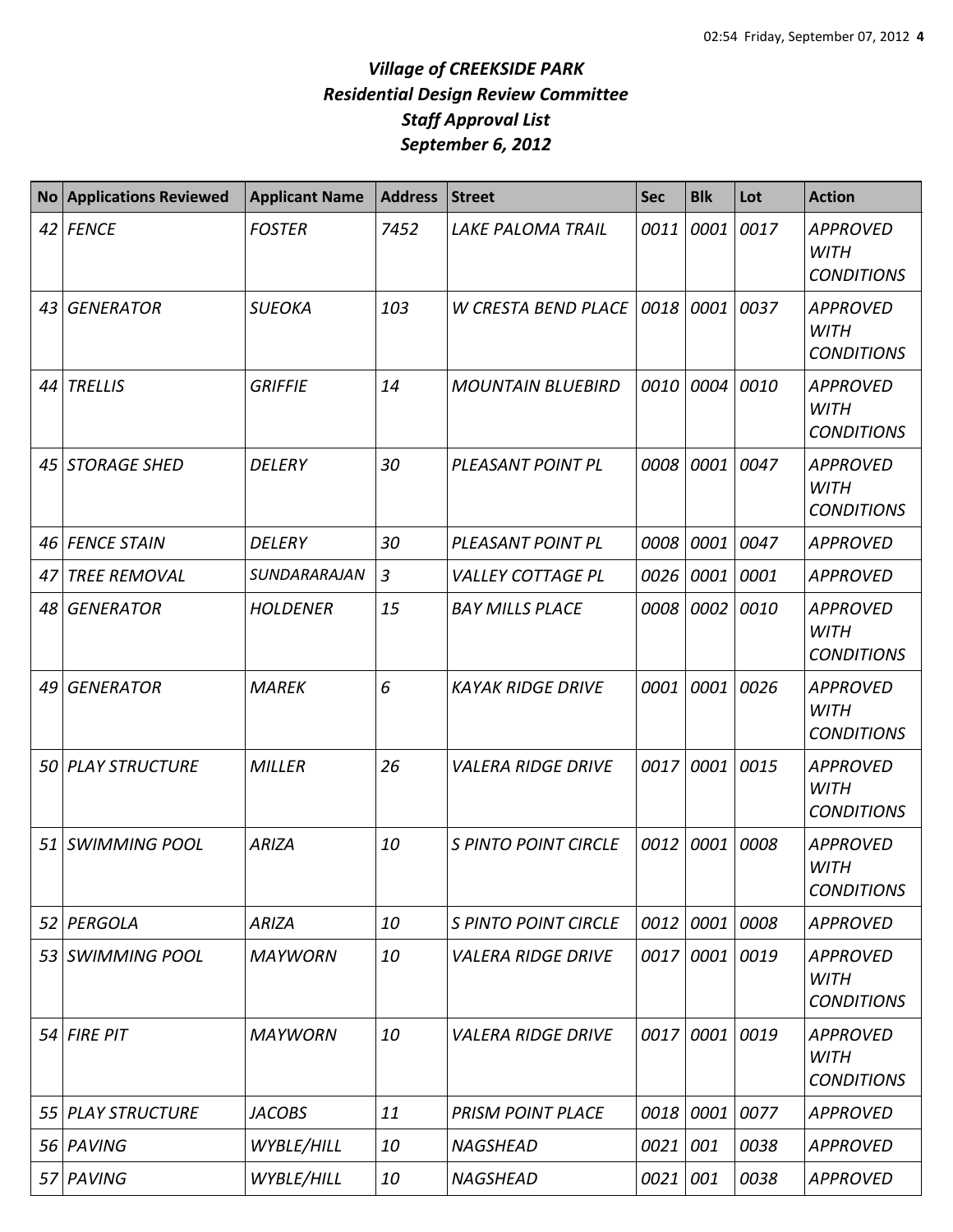# *Village of CREEKSIDE PARK*
## *Residential Design Review Committee*
## *Staff Approval List*
## *September 6, 2012*

| No | Applications Reviewed | Applicant Name | Address | Street | Sec | Blk | Lot | Action |
|---|---|---|---|---|---|---|---|---|
| 42 | FENCE | FOSTER | 7452 | LAKE PALOMA TRAIL | 0011 | 0001 | 0017 | APPROVED WITH CONDITIONS |
| 43 | GENERATOR | SUEOKA | 103 | W CRESTA BEND PLACE | 0018 | 0001 | 0037 | APPROVED WITH CONDITIONS |
| 44 | TRELLIS | GRIFFIE | 14 | MOUNTAIN BLUEBIRD | 0010 | 0004 | 0010 | APPROVED WITH CONDITIONS |
| 45 | STORAGE SHED | DELERY | 30 | PLEASANT POINT PL | 0008 | 0001 | 0047 | APPROVED WITH CONDITIONS |
| 46 | FENCE STAIN | DELERY | 30 | PLEASANT POINT PL | 0008 | 0001 | 0047 | APPROVED |
| 47 | TREE REMOVAL | SUNDARARAJAN | 3 | VALLEY COTTAGE PL | 0026 | 0001 | 0001 | APPROVED |
| 48 | GENERATOR | HOLDENER | 15 | BAY MILLS PLACE | 0008 | 0002 | 0010 | APPROVED WITH CONDITIONS |
| 49 | GENERATOR | MAREK | 6 | KAYAK RIDGE DRIVE | 0001 | 0001 | 0026 | APPROVED WITH CONDITIONS |
| 50 | PLAY STRUCTURE | MILLER | 26 | VALERA RIDGE DRIVE | 0017 | 0001 | 0015 | APPROVED WITH CONDITIONS |
| 51 | SWIMMING POOL | ARIZA | 10 | S PINTO POINT CIRCLE | 0012 | 0001 | 0008 | APPROVED WITH CONDITIONS |
| 52 | PERGOLA | ARIZA | 10 | S PINTO POINT CIRCLE | 0012 | 0001 | 0008 | APPROVED |
| 53 | SWIMMING POOL | MAYWORN | 10 | VALERA RIDGE DRIVE | 0017 | 0001 | 0019 | APPROVED WITH CONDITIONS |
| 54 | FIRE PIT | MAYWORN | 10 | VALERA RIDGE DRIVE | 0017 | 0001 | 0019 | APPROVED WITH CONDITIONS |
| 55 | PLAY STRUCTURE | JACOBS | 11 | PRISM POINT PLACE | 0018 | 0001 | 0077 | APPROVED |
| 56 | PAVING | WYBLE/HILL | 10 | NAGSHEAD | 0021 | 001 | 0038 | APPROVED |
| 57 | PAVING | WYBLE/HILL | 10 | NAGSHEAD | 0021 | 001 | 0038 | APPROVED |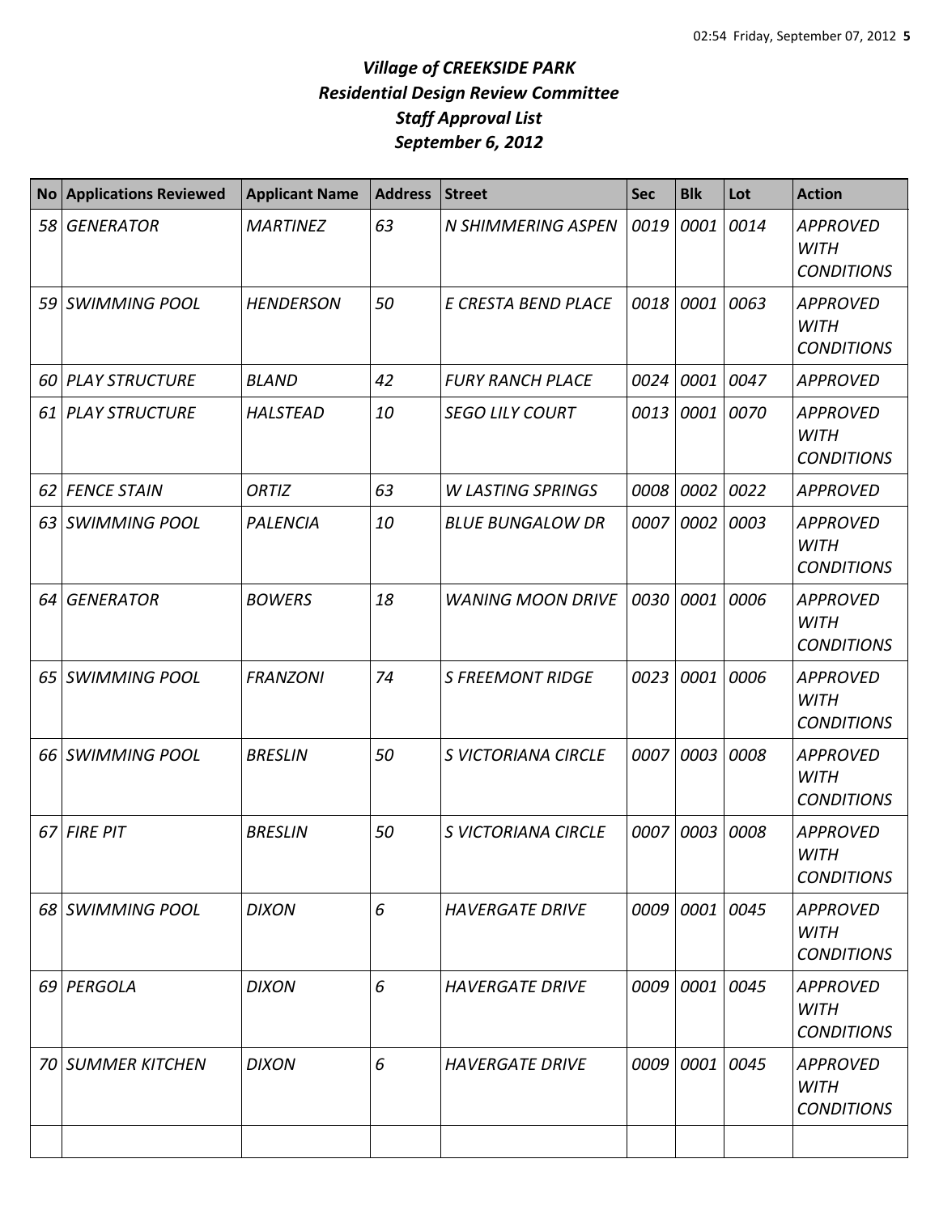# *Village of CREEKSIDE PARK*
## *Residential Design Review Committee*
## *Staff Approval List*
## *September 6, 2012*

| No | Applications Reviewed | Applicant Name | Address | Street | Sec | Blk | Lot | Action |
|---|---|---|---|---|---|---|---|---|
| *58* | *GENERATOR* | *MARTINEZ* | *63* | *N SHIMMERING ASPEN* | *0019* | *0001* | *0014* | *APPROVED WITH CONDITIONS* |
| *59* | *SWIMMING POOL* | *HENDERSON* | *50* | *E CRESTA BEND PLACE* | *0018* | *0001* | *0063* | *APPROVED WITH CONDITIONS* |
| *60* | *PLAY STRUCTURE* | *BLAND* | *42* | *FURY RANCH PLACE* | *0024* | *0001* | *0047* | *APPROVED* |
| *61* | *PLAY STRUCTURE* | *HALSTEAD* | *10* | *SEGO LILY COURT* | *0013* | *0001* | *0070* | *APPROVED WITH CONDITIONS* |
| *62* | *FENCE STAIN* | *ORTIZ* | *63* | *W LASTING SPRINGS* | *0008* | *0002* | *0022* | *APPROVED* |
| *63* | *SWIMMING POOL* | *PALENCIA* | *10* | *BLUE BUNGALOW DR* | *0007* | *0002* | *0003* | *APPROVED WITH CONDITIONS* |
| *64* | *GENERATOR* | *BOWERS* | *18* | *WANING MOON DRIVE* | *0030* | *0001* | *0006* | *APPROVED WITH CONDITIONS* |
| *65* | *SWIMMING POOL* | *FRANZONI* | *74* | *S FREEMONT RIDGE* | *0023* | *0001* | *0006* | *APPROVED WITH CONDITIONS* |
| *66* | *SWIMMING POOL* | *BRESLIN* | *50* | *S VICTORIANA CIRCLE* | *0007* | *0003* | *0008* | *APPROVED WITH CONDITIONS* |
| *67* | *FIRE PIT* | *BRESLIN* | *50* | *S VICTORIANA CIRCLE* | *0007* | *0003* | *0008* | *APPROVED WITH CONDITIONS* |
| *68* | *SWIMMING POOL* | *DIXON* | *6* | *HAVERGATE DRIVE* | *0009* | *0001* | *0045* | *APPROVED WITH CONDITIONS* |
| *69* | *PERGOLA* | *DIXON* | *6* | *HAVERGATE DRIVE* | *0009* | *0001* | *0045* | *APPROVED WITH CONDITIONS* |
| *70* | *SUMMER KITCHEN* | *DIXON* | *6* | *HAVERGATE DRIVE* | *0009* | *0001* | *0045* | *APPROVED WITH CONDITIONS* |
| | | | | | | | | |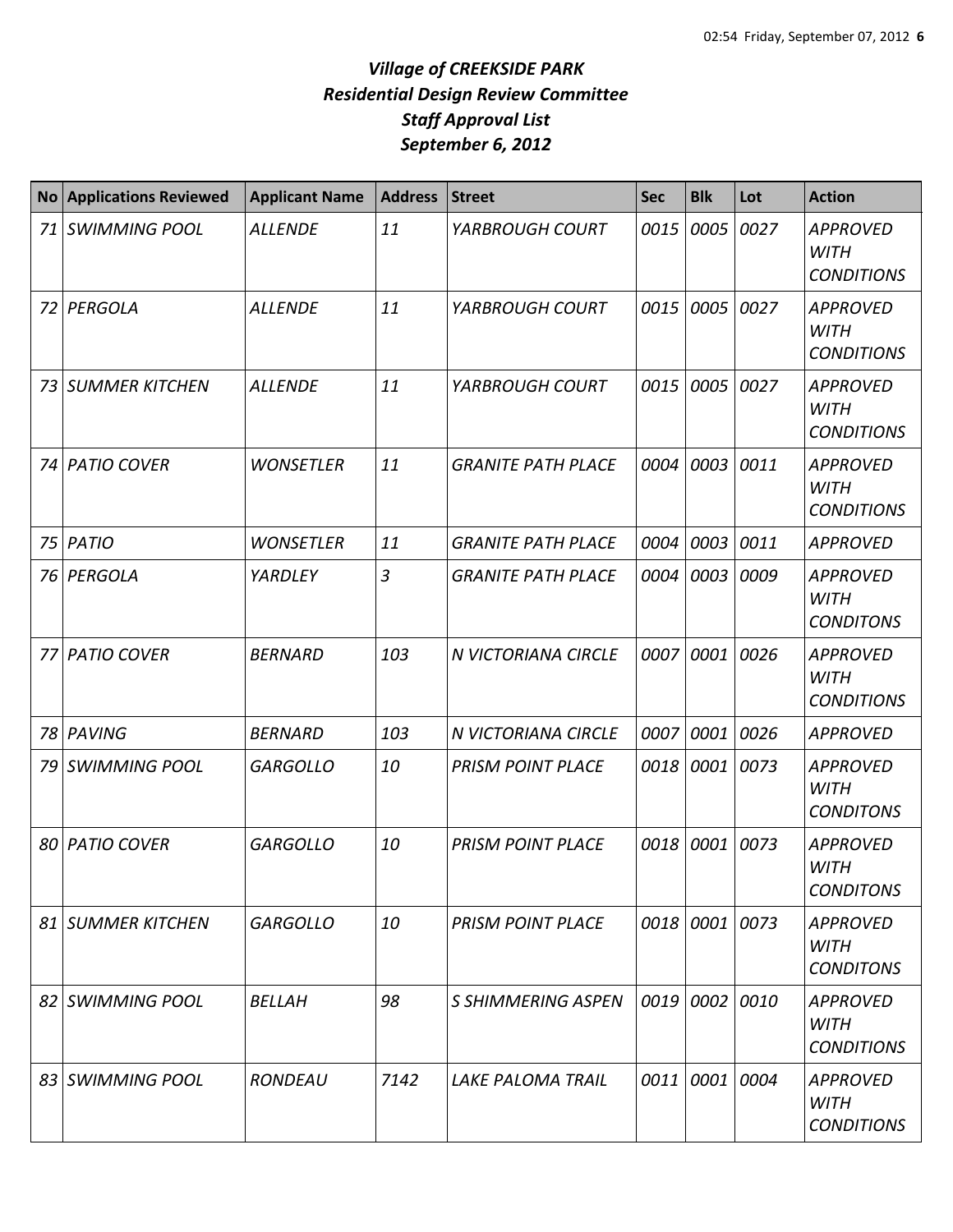# *Village of CREEKSIDE PARK*
# *Residential Design Review Committee*
# *Staff Approval List*
# *September 6, 2012*

| No | Applications Reviewed | Applicant Name | Address | Street | Sec | Blk | Lot | Action |
|---|---|---|---|---|---|---|---|---|
| *71* | *SWIMMING POOL* | *ALLENDE* | *11* | *YARBROUGH COURT* | *0015* | *0005* | *0027* | *APPROVED WITH CONDITIONS* |
| *72* | *PERGOLA* | *ALLENDE* | *11* | *YARBROUGH COURT* | *0015* | *0005* | *0027* | *APPROVED WITH CONDITIONS* |
| *73* | *SUMMER KITCHEN* | *ALLENDE* | *11* | *YARBROUGH COURT* | *0015* | *0005* | *0027* | *APPROVED WITH CONDITIONS* |
| *74* | *PATIO COVER* | *WONSETLER* | *11* | *GRANITE PATH PLACE* | *0004* | *0003* | *0011* | *APPROVED WITH CONDITIONS* |
| *75* | *PATIO* | *WONSETLER* | *11* | *GRANITE PATH PLACE* | *0004* | *0003* | *0011* | *APPROVED* |
| *76* | *PERGOLA* | *YARDLEY* | *3* | *GRANITE PATH PLACE* | *0004* | *0003* | *0009* | *APPROVED WITH CONDITONS* |
| *77* | *PATIO COVER* | *BERNARD* | *103* | *N VICTORIANA CIRCLE* | *0007* | *0001* | *0026* | *APPROVED WITH CONDITIONS* |
| *78* | *PAVING* | *BERNARD* | *103* | *N VICTORIANA CIRCLE* | *0007* | *0001* | *0026* | *APPROVED* |
| *79* | *SWIMMING POOL* | *GARGOLLO* | *10* | *PRISM POINT PLACE* | *0018* | *0001* | *0073* | *APPROVED WITH CONDITONS* |
| *80* | *PATIO COVER* | *GARGOLLO* | *10* | *PRISM POINT PLACE* | *0018* | *0001* | *0073* | *APPROVED WITH CONDITONS* |
| *81* | *SUMMER KITCHEN* | *GARGOLLO* | *10* | *PRISM POINT PLACE* | *0018* | *0001* | *0073* | *APPROVED WITH CONDITONS* |
| *82* | *SWIMMING POOL* | *BELLAH* | *98* | *S SHIMMERING ASPEN* | *0019* | *0002* | *0010* | *APPROVED WITH CONDITIONS* |
| *83* | *SWIMMING POOL* | *RONDEAU* | *7142* | *LAKE PALOMA TRAIL* | *0011* | *0001* | *0004* | *APPROVED WITH CONDITIONS* |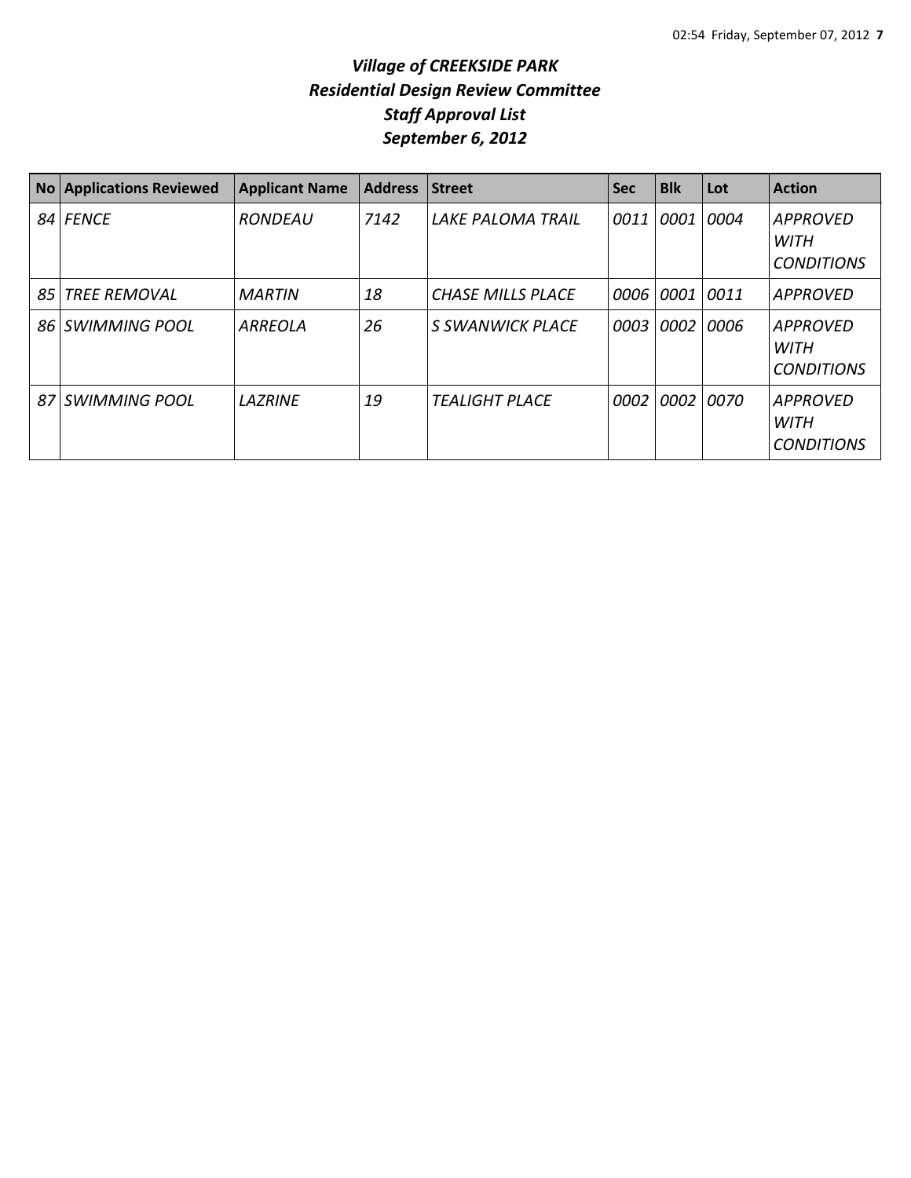# *Village of CREEKSIDE PARK*
## *Residential Design Review Committee*
## *Staff Approval List*
## *September 6, 2012*

| No | Applications Reviewed | Applicant Name | Address | Street | Sec | Blk | Lot | Action |
|---|---|---|---|---|---|---|---|---|
| *84* | *FENCE* | *RONDEAU* | *7142* | *LAKE PALOMA TRAIL* | *0011* | *0001* | *0004* | *APPROVED WITH CONDITIONS* |
| *85* | *TREE REMOVAL* | *MARTIN* | *18* | *CHASE MILLS PLACE* | *0006* | *0001* | *0011* | *APPROVED* |
| *86* | *SWIMMING POOL* | *ARREOLA* | *26* | *S SWANWICK PLACE* | *0003* | *0002* | *0006* | *APPROVED WITH CONDITIONS* |
| *87* | *SWIMMING POOL* | *LAZRINE* | *19* | *TEALIGHT PLACE* | *0002* | *0002* | *0070* | *APPROVED WITH CONDITIONS* |